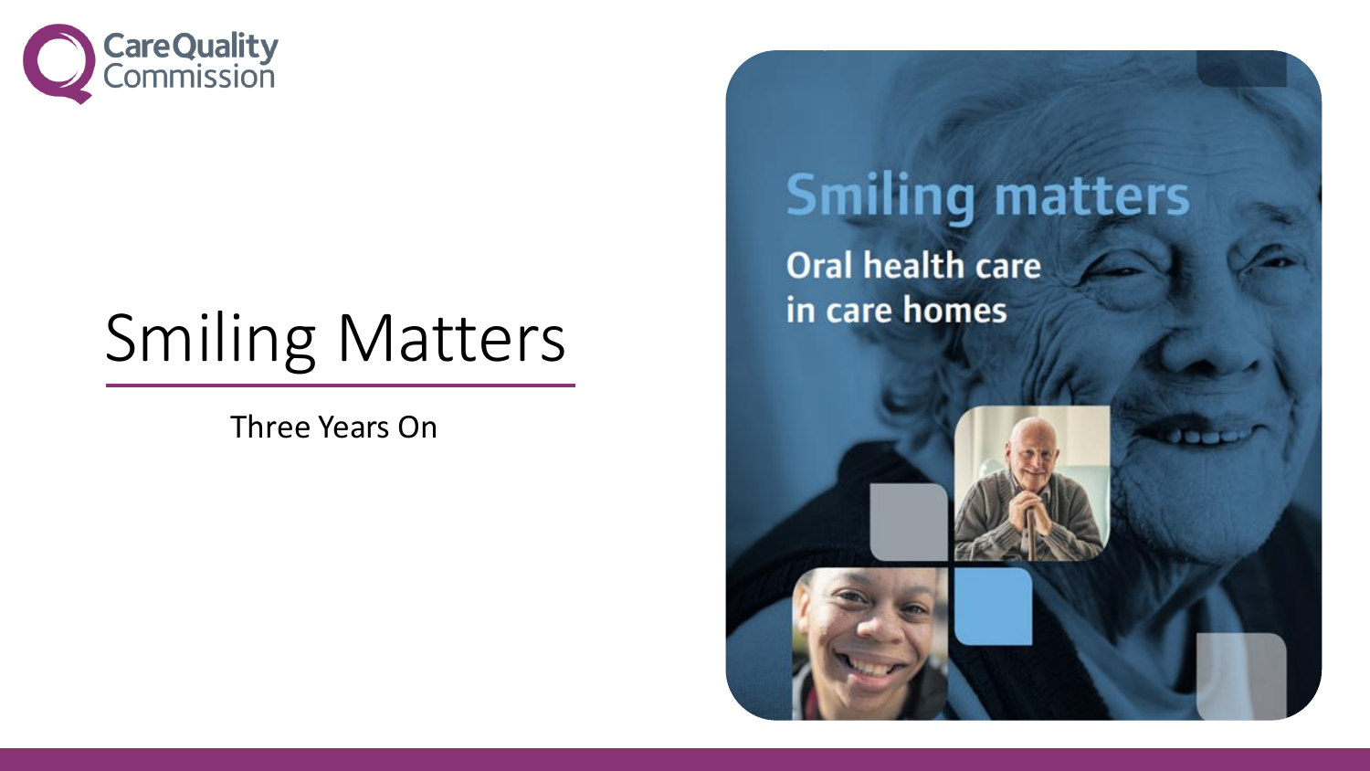Care Quality Commission

# Smiling Matters

Three Years On

Smiling matters

Oral health care in care homes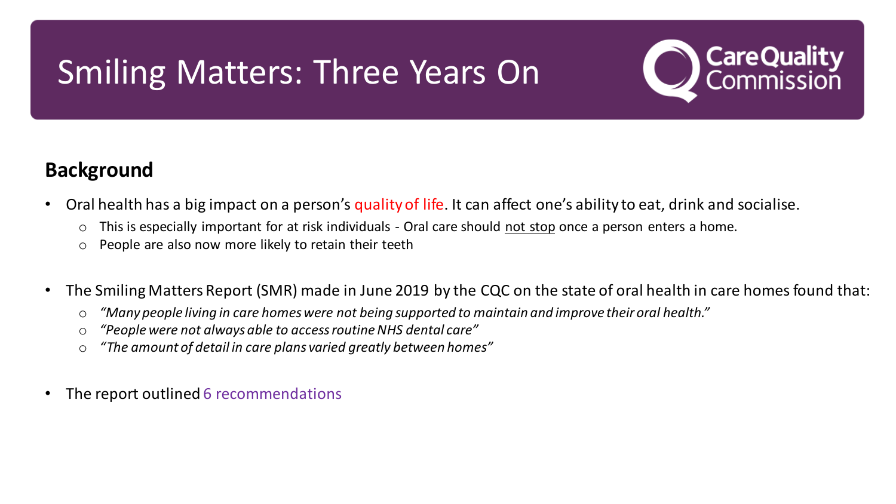# Smiling Matters: Three Years On

Care Quality Commission

## Background

- Oral health has a big impact on a person's quality of life. It can affect one's ability to eat, drink and socialise.
  - This is especially important for at risk individuals - Oral care should not stop once a person enters a home.
  - People are also now more likely to retain their teeth
- The Smiling Matters Report (SMR) made in June 2019 by the CQC on the state of oral health in care homes found that:
  - *"Many people living in care homes were not being supported to maintain and improve their oral health."*
  - *"People were not always able to access routine NHS dental care"*
  - *"The amount of detail in care plans varied greatly between homes"*
- The report outlined 6 recommendations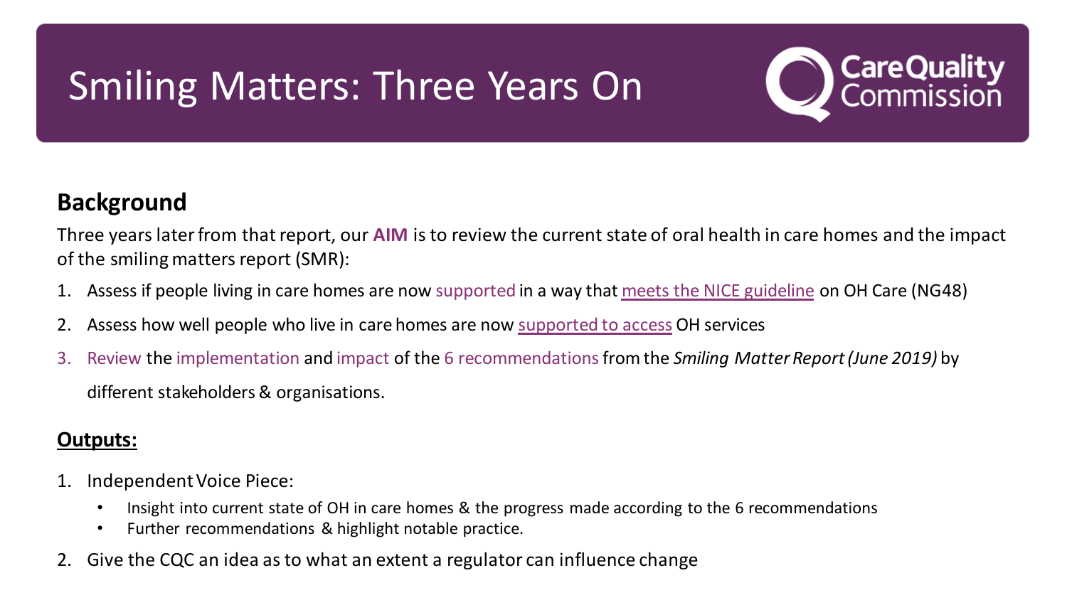# Smiling Matters: Three Years On

CareQuality Commission

## Background

Three years later from that report, our **AIM** is to review the current state of oral health in care homes and the impact of the smiling matters report (SMR):

1. Assess if people living in care homes are now supported in a way that meets the NICE guideline on OH Care (NG48)
2. Assess how well people who live in care homes are now supported to access OH services
3. Review the implementation and impact of the 6 recommendations from the *Smiling Matter Report (June 2019)* by different stakeholders & organisations.

**Outputs:**

1. Independent Voice Piece:
   - Insight into current state of OH in care homes & the progress made according to the 6 recommendations
   - Further recommendations & highlight notable practice.
2. Give the CQC an idea as to what an extent a regulator can influence change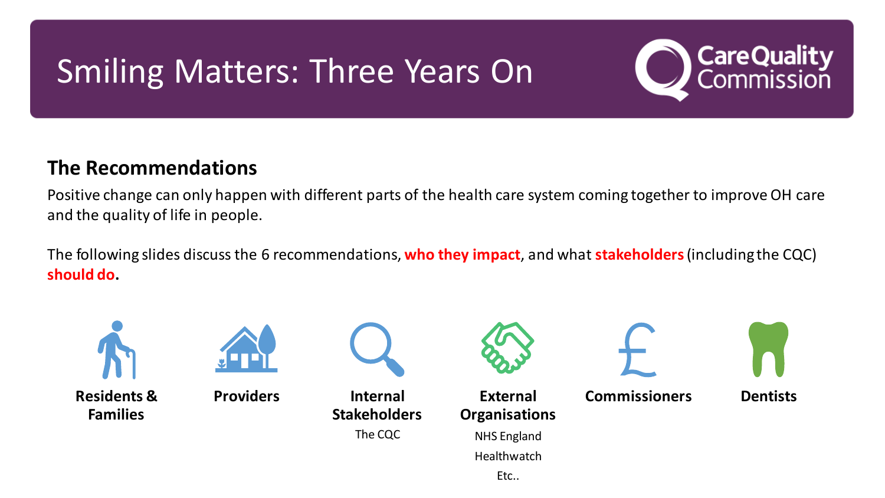# Smiling Matters: Three Years On

## The Recommendations

Positive change can only happen with different parts of the health care system coming together to improve OH care and the quality of life in people.

The following slides discuss the 6 recommendations, **who they impact**, and what **stakeholders** (including the CQC) **should do.**

**Residents & Families**

**Providers**

**Internal Stakeholders**
The CQC

**External Organisations**
NHS England
Healthwatch
Etc..

**Commissioners**

**Dentists**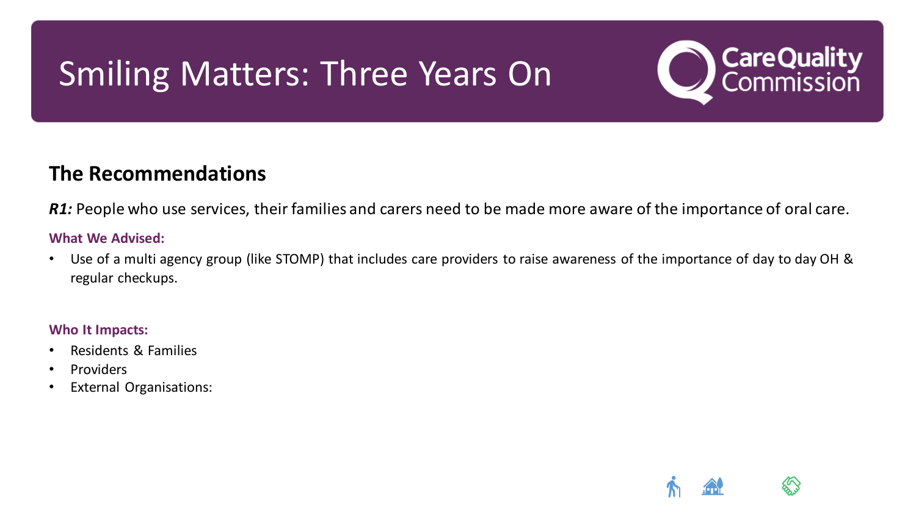# Smiling Matters: Three Years On

## The Recommendations

***R1:*** People who use services, their families and carers need to be made more aware of the importance of oral care.

**What We Advised:**

- Use of a multi agency group (like STOMP) that includes care providers to raise awareness of the importance of day to day OH & regular checkups.

**Who It Impacts:**

- Residents & Families
- Providers
- External Organisations: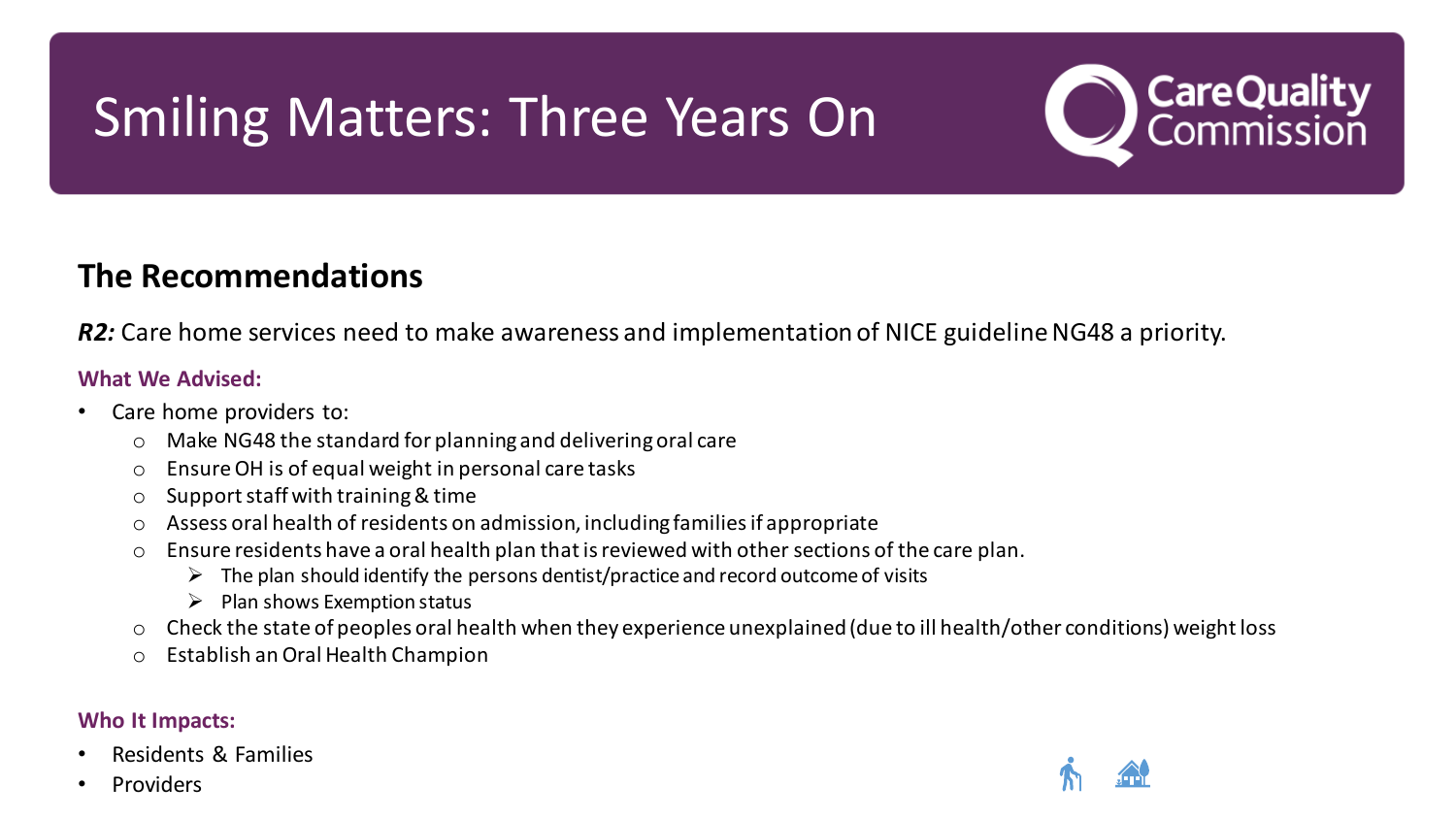# Smiling Matters: Three Years On

## The Recommendations

***R2:*** Care home services need to make awareness and implementation of NICE guideline NG48 a priority.

### What We Advised:

- Care home providers to:
  - Make NG48 the standard for planning and delivering oral care
  - Ensure OH is of equal weight in personal care tasks
  - Support staff with training & time
  - Assess oral health of residents on admission, including families if appropriate
  - Ensure residents have a oral health plan that is reviewed with other sections of the care plan.
    - The plan should identify the persons dentist/practice and record outcome of visits
    - Plan shows Exemption status
  - Check the state of peoples oral health when they experience unexplained (due to ill health/other conditions) weight loss
  - Establish an Oral Health Champion

### Who It Impacts:

- Residents & Families
- Providers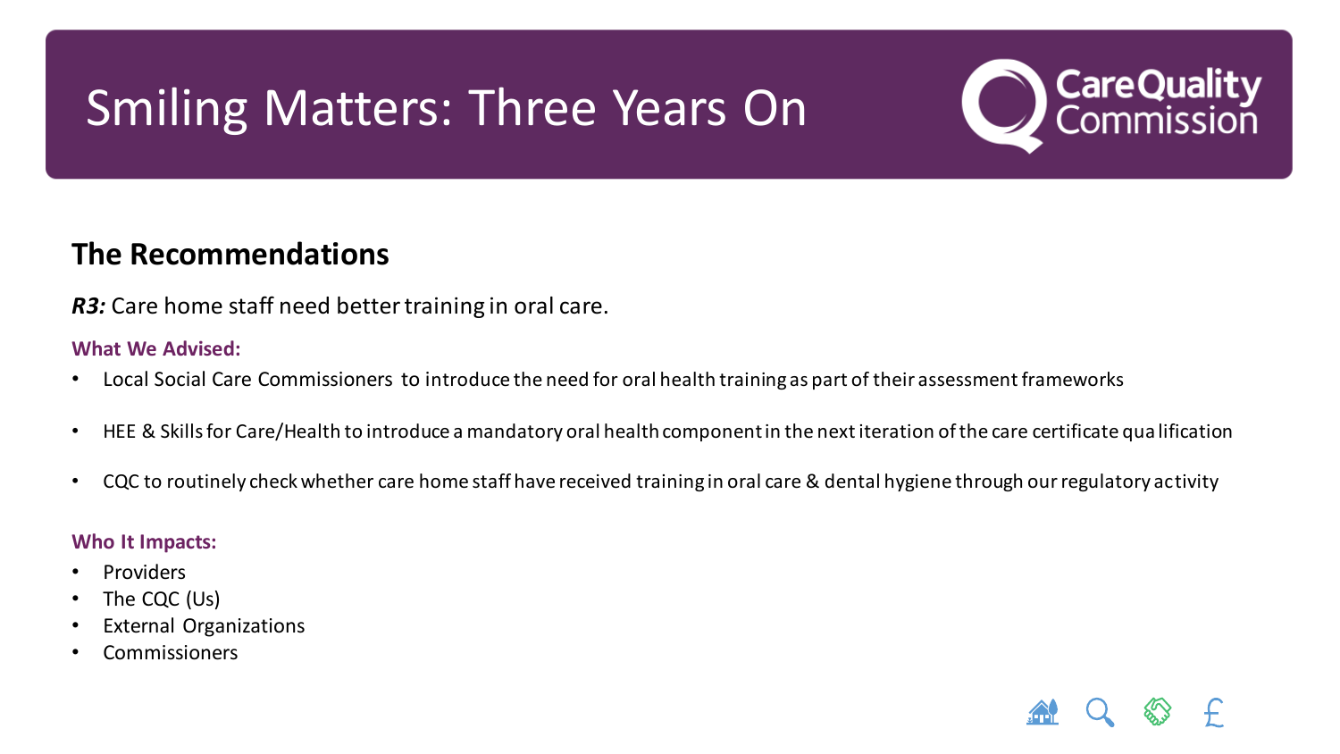# Smiling Matters: Three Years On

## The Recommendations

***R3:*** Care home staff need better training in oral care.

**What We Advised:**

- Local Social Care Commissioners to introduce the need for oral health training as part of their assessment frameworks
- HEE & Skills for Care/Health to introduce a mandatory oral health component in the next iteration of the care certificate qualification
- CQC to routinely check whether care home staff have received training in oral care & dental hygiene through our regulatory activity

**Who It Impacts:**

- Providers
- The CQC (Us)
- External Organizations
- Commissioners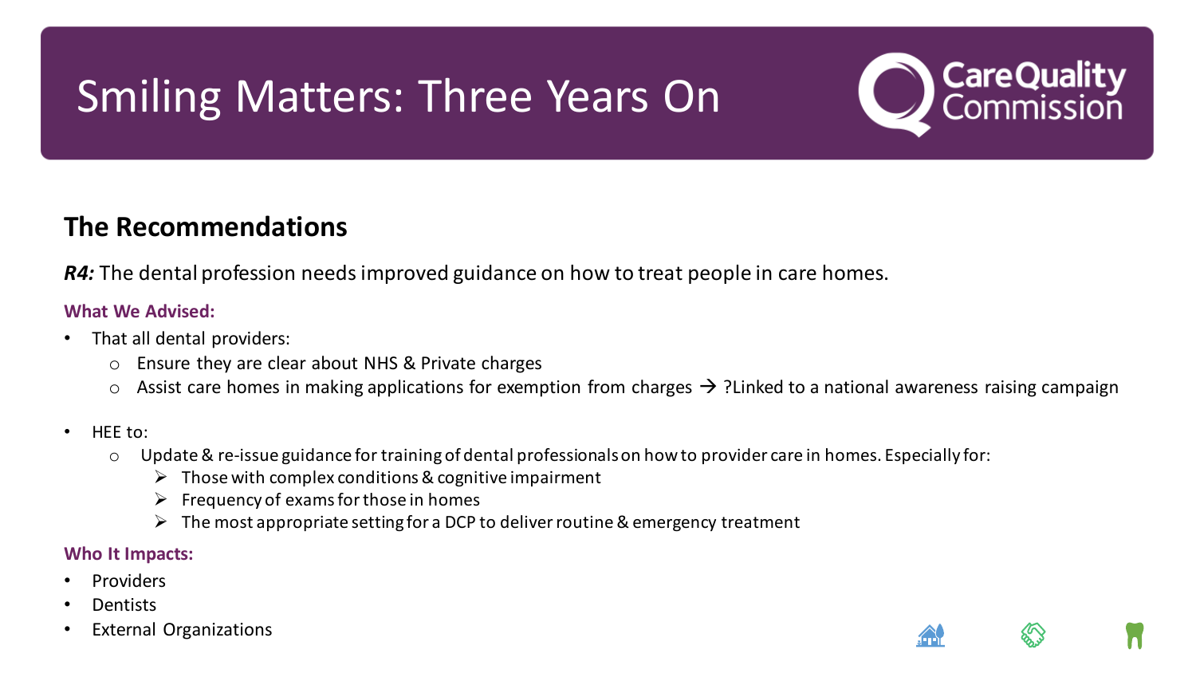# Smiling Matters: Three Years On

## The Recommendations

***R4:*** The dental profession needs improved guidance on how to treat people in care homes.

**What We Advised:**

- That all dental providers:
  - Ensure they are clear about NHS & Private charges
  - Assist care homes in making applications for exemption from charges → ?Linked to a national awareness raising campaign
- HEE to:
  - Update & re-issue guidance for training of dental professionals on how to provider care in homes. Especially for:
    - Those with complex conditions & cognitive impairment
    - Frequency of exams for those in homes
    - The most appropriate setting for a DCP to deliver routine & emergency treatment

**Who It Impacts:**

- Providers
- Dentists
- External Organizations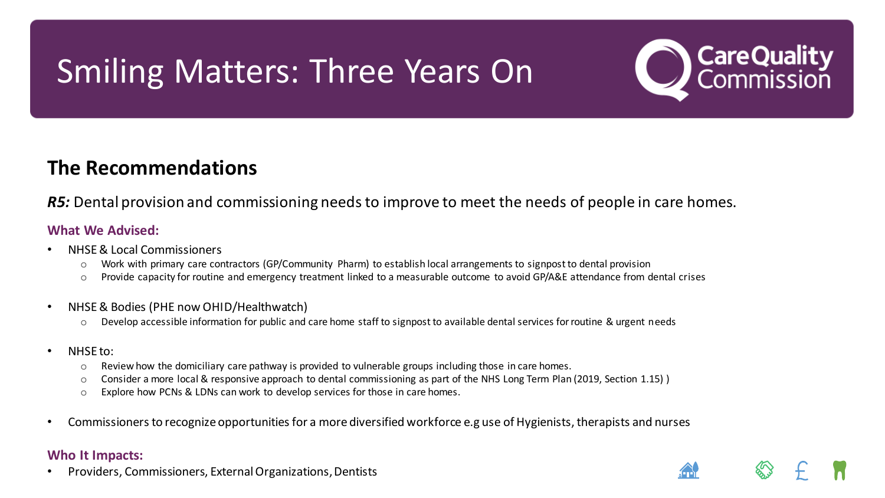# Smiling Matters: Three Years On

## The Recommendations

***R5:*** Dental provision and commissioning needs to improve to meet the needs of people in care homes.

### What We Advised:

- NHSE & Local Commissioners
  - Work with primary care contractors (GP/Community Pharm) to establish local arrangements to signpost to dental provision
  - Provide capacity for routine and emergency treatment linked to a measurable outcome to avoid GP/A&E attendance from dental crises
- NHSE & Bodies (PHE now OHID/Healthwatch)
  - Develop accessible information for public and care home staff to signpost to available dental services for routine & urgent needs
- NHSE to:
  - Review how the domiciliary care pathway is provided to vulnerable groups including those in care homes.
  - Consider a more local & responsive approach to dental commissioning as part of the NHS Long Term Plan (2019, Section 1.15) )
  - Explore how PCNs & LDNs can work to develop services for those in care homes.
- Commissioners to recognize opportunities for a more diversified workforce e.g use of Hygienists, therapists and nurses

### Who It Impacts:

- Providers, Commissioners, External Organizations, Dentists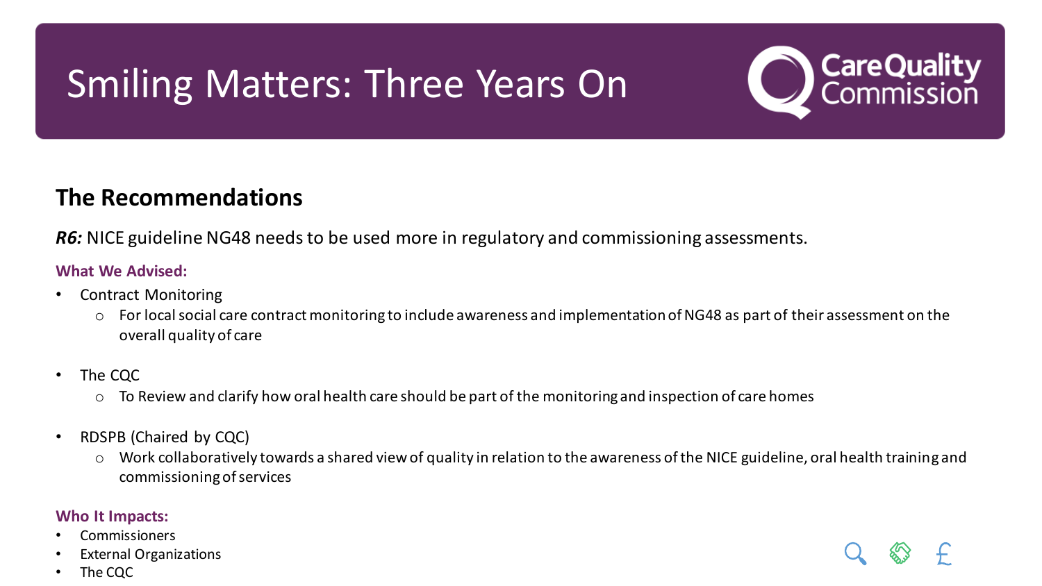# Smiling Matters: Three Years On

## The Recommendations

***R6:*** NICE guideline NG48 needs to be used more in regulatory and commissioning assessments.

### What We Advised:

- Contract Monitoring
  - For local social care contract monitoring to include awareness and implementation of NG48 as part of their assessment on the overall quality of care
- The CQC
  - To Review and clarify how oral health care should be part of the monitoring and inspection of care homes
- RDSPB (Chaired by CQC)
  - Work collaboratively towards a shared view of quality in relation to the awareness of the NICE guideline, oral health training and commissioning of services

### Who It Impacts:

- Commissioners
- External Organizations
- The CQC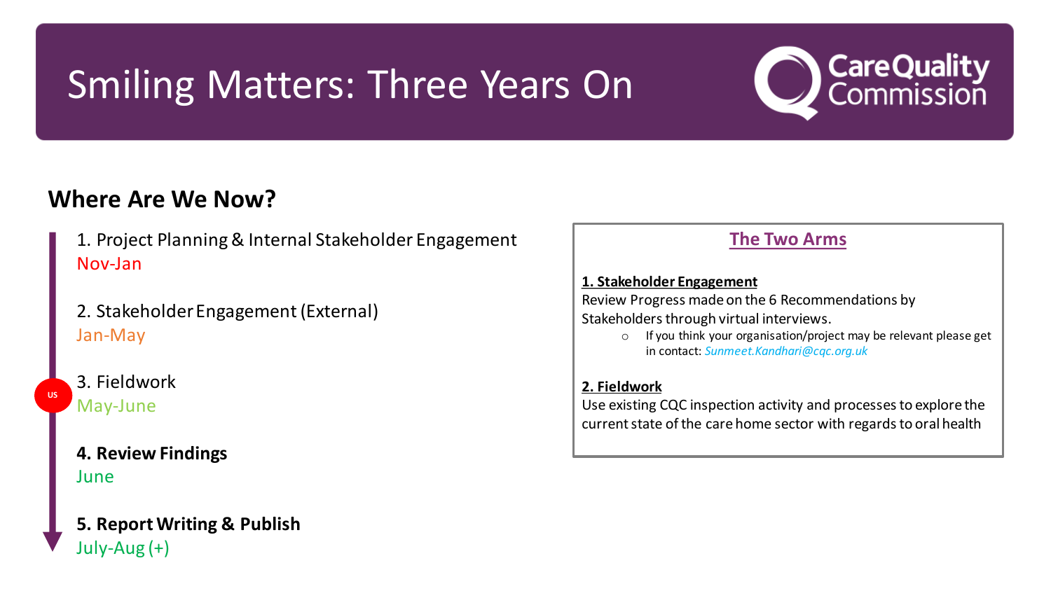# Smiling Matters: Three Years On

Care Quality Commission

## Where Are We Now?

1. Project Planning & Internal Stakeholder Engagement
   Nov-Jan

2. Stakeholder Engagement (External)
   Jan-May

3. Fieldwork
   May-June

   US

4. **Review Findings**
   June

5. **Report Writing & Publish**
   July-Aug (+)

### The Two Arms

**1. Stakeholder Engagement**

Review Progress made on the 6 Recommendations by Stakeholders through virtual interviews.

- If you think your organisation/project may be relevant please get in contact: *Sunmeet.Kandhari@cqc.org.uk*

**2. Fieldwork**

Use existing CQC inspection activity and processes to explore the current state of the care home sector with regards to oral health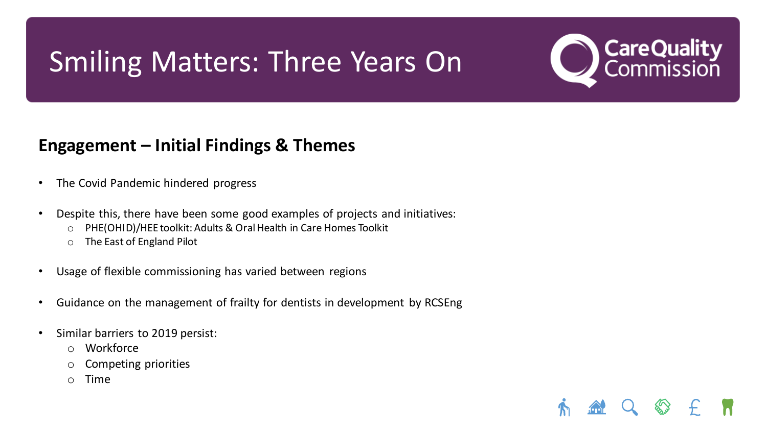# Smiling Matters: Three Years On

## Engagement – Initial Findings & Themes

- The Covid Pandemic hindered progress
- Despite this, there have been some good examples of projects and initiatives:
  - PHE(OHID)/HEE toolkit: Adults & Oral Health in Care Homes Toolkit
  - The East of England Pilot
- Usage of flexible commissioning has varied between regions
- Guidance on the management of frailty for dentists in development by RCSEng
- Similar barriers to 2019 persist:
  - Workforce
  - Competing priorities
  - Time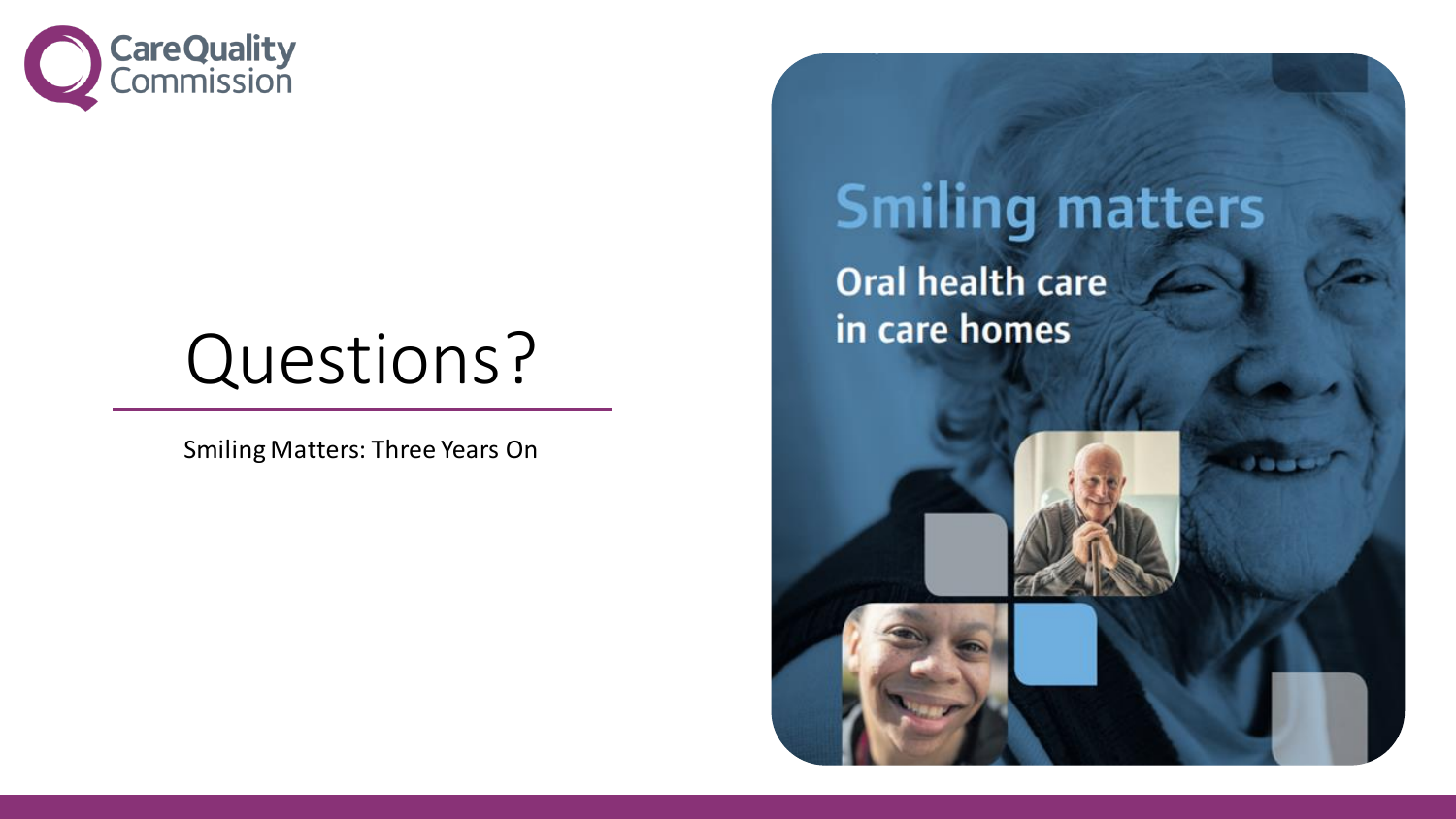# Questions?

Smiling Matters: Three Years On